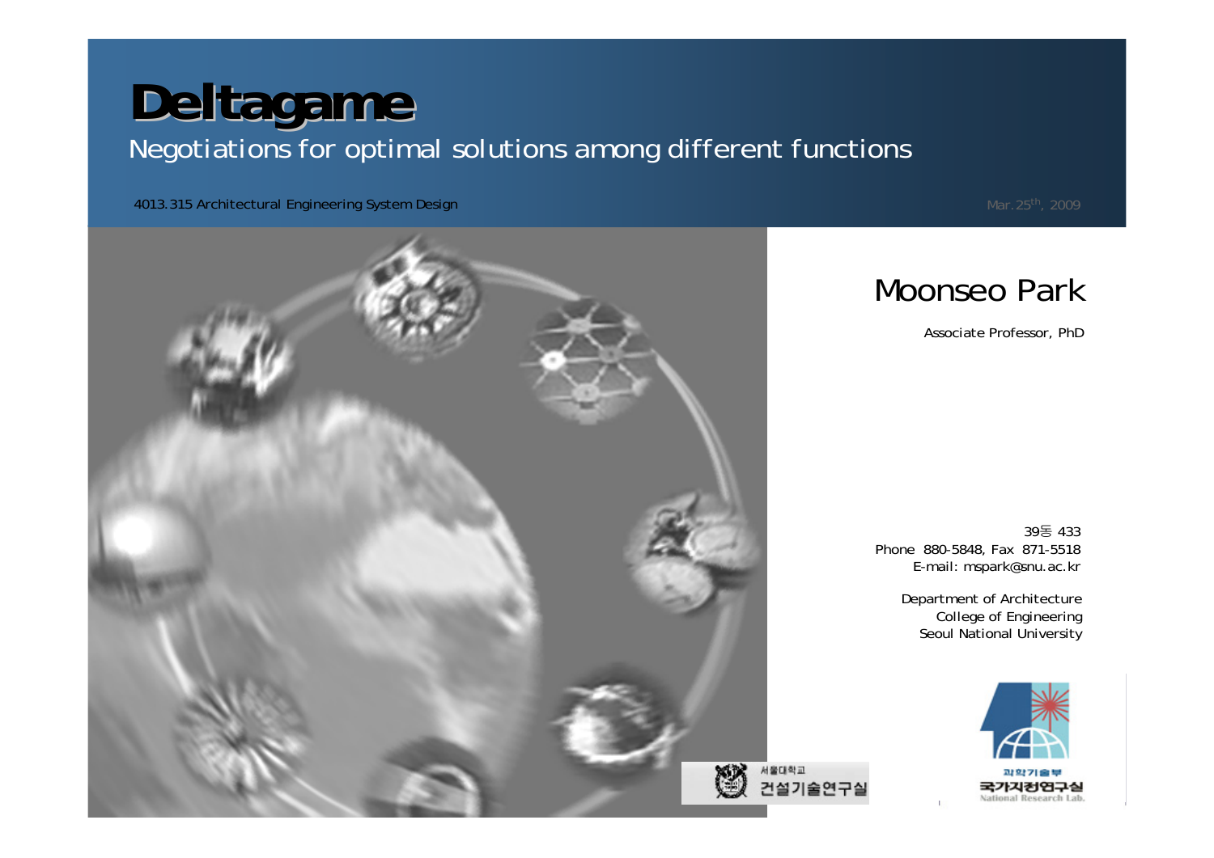# Deltagame

Negotiations for optimal solutions among different functions

4013.315 Architectural Engineering System Design

Mar. 25th, 2009

## Moonseo Park

Associate Professor, PhD

39동 433
Phone 880-5848, Fax 871-5518
E-mail: mspark@snu.ac.kr

Department of Architecture
College of Engineering
Seoul National University

서울대학교
건설기술연구실

과학기술부
국가지정연구실
National Research Lab.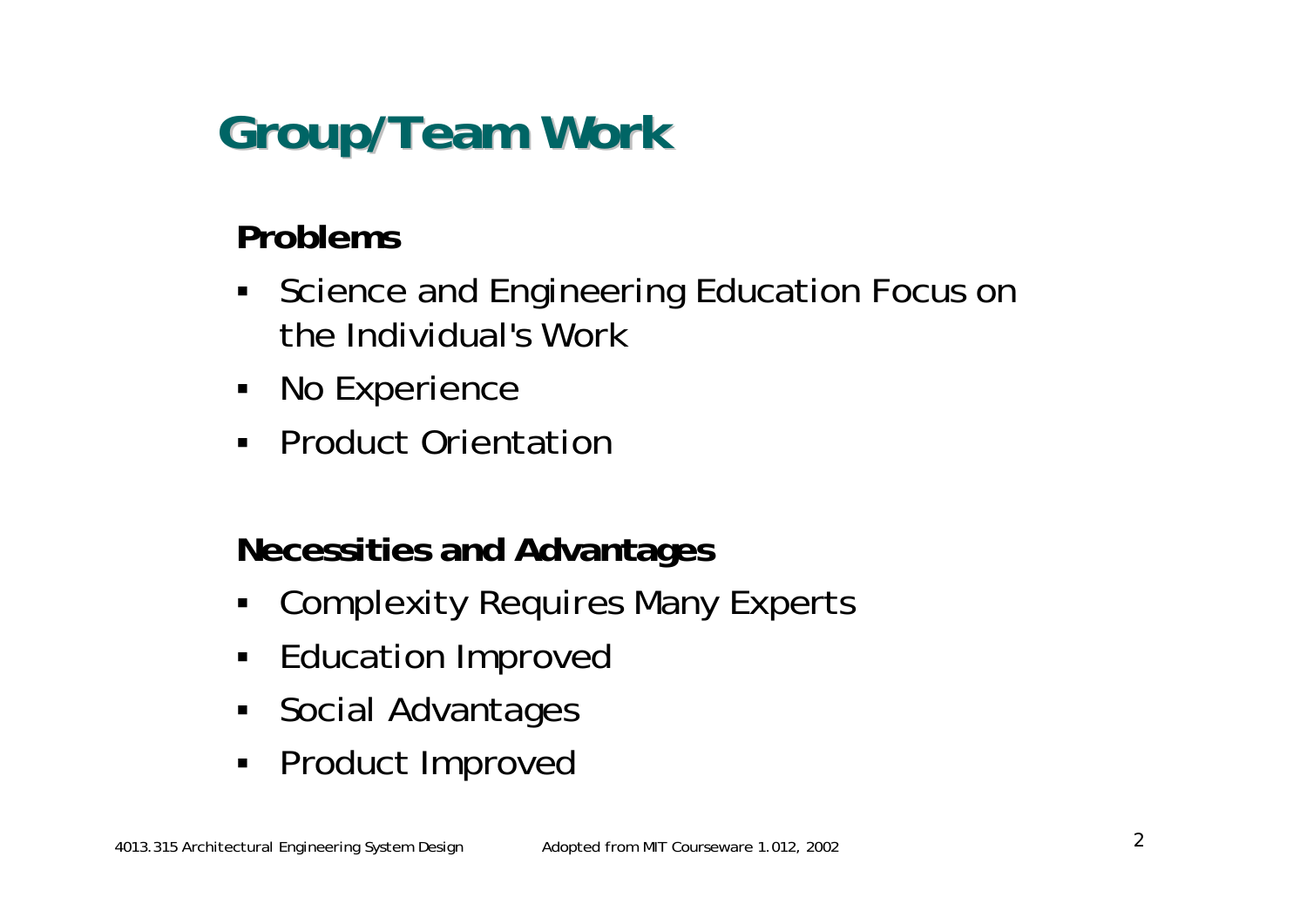# Group/Team Work

**Problems**

- Science and Engineering Education Focus on the Individual's Work
- No Experience
- Product Orientation

**Necessities and Advantages**

- Complexity Requires Many Experts
- Education Improved
- Social Advantages
- Product Improved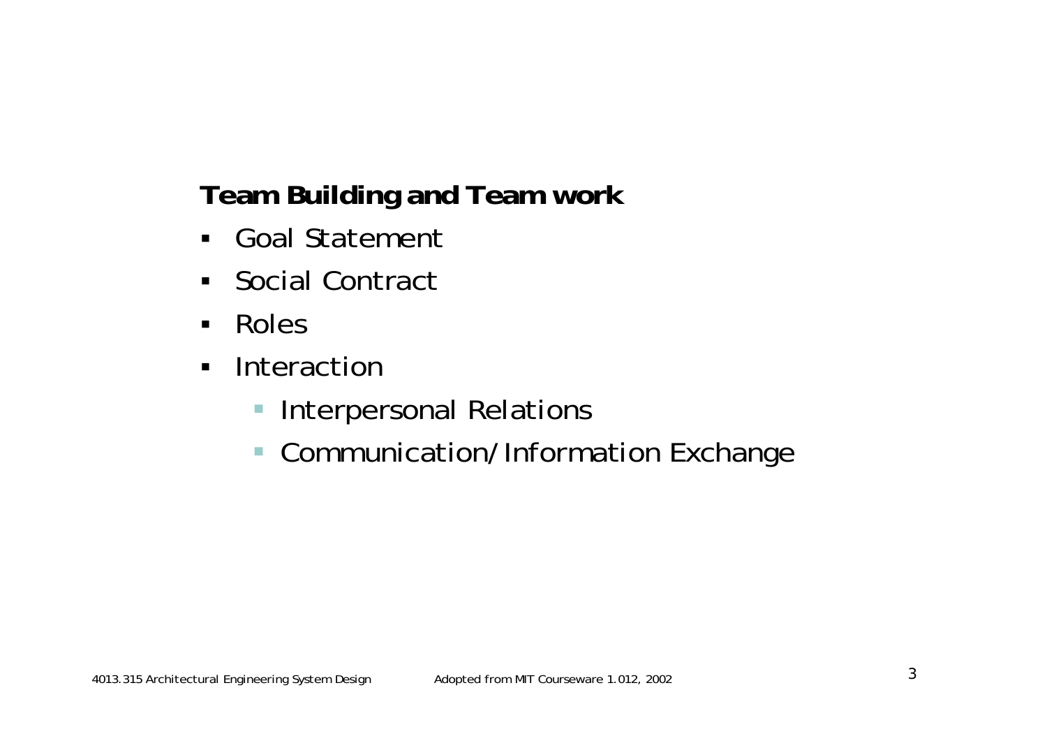**Team Building and Team work**

- Goal Statement
- Social Contract
- Roles
- Interaction
  - Interpersonal Relations
  - Communication/Information Exchange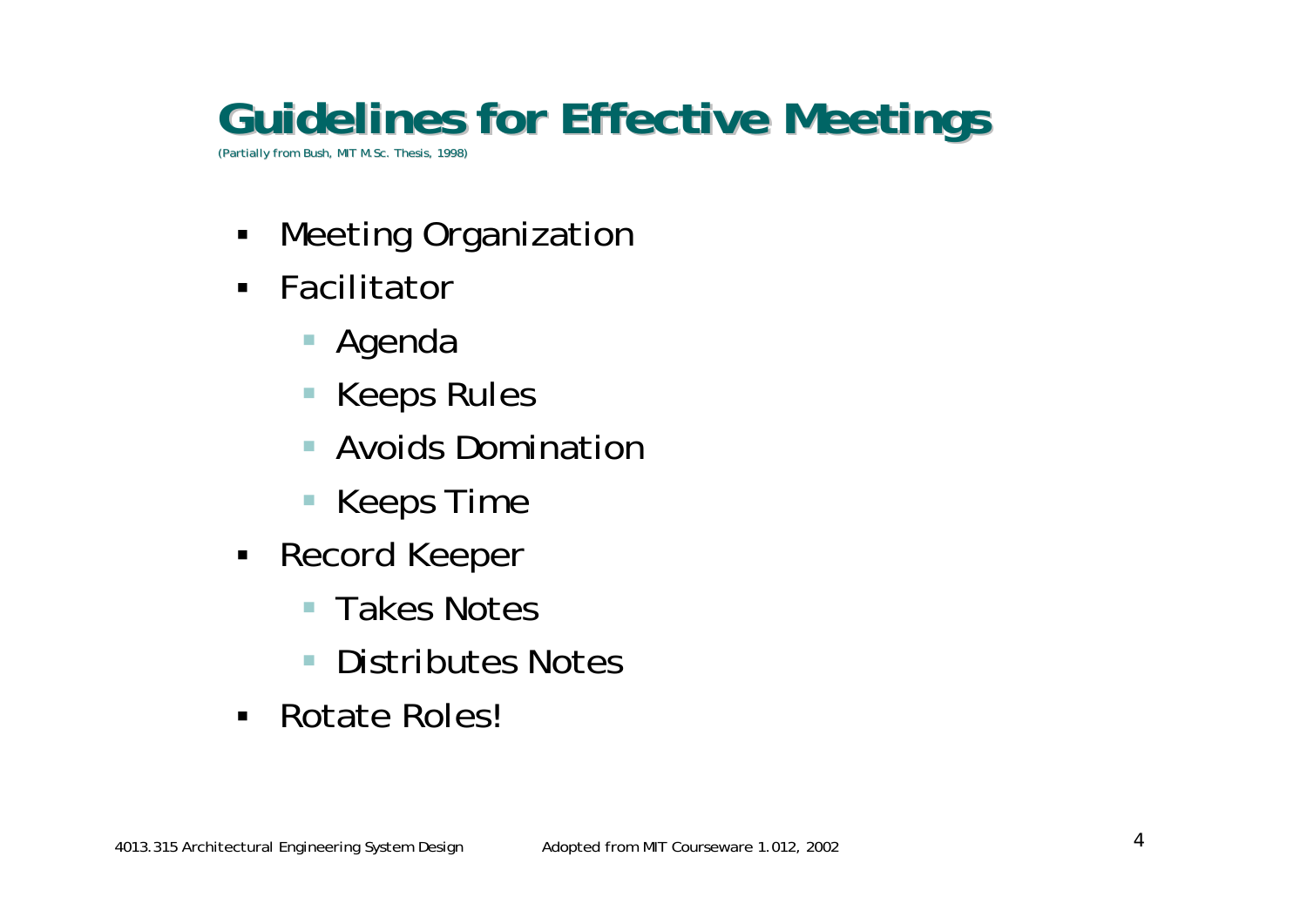# Guidelines for Effective Meetings

*(Partially from Bush, MIT M.Sc. Thesis, 1998)*

- Meeting Organization
- Facilitator
  - Agenda
  - Keeps Rules
  - Avoids Domination
  - Keeps Time
- Record Keeper
  - Takes Notes
  - Distributes Notes
- Rotate Roles!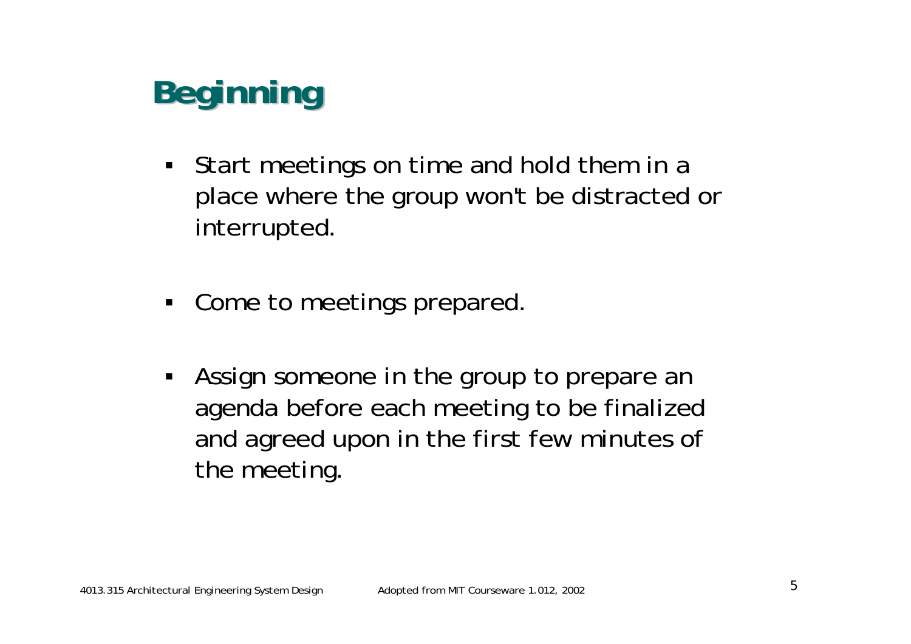# Beginning

- Start meetings on time and hold them in a place where the group won't be distracted or interrupted.
- Come to meetings prepared.
- Assign someone in the group to prepare an agenda before each meeting to be finalized and agreed upon in the first few minutes of the meeting.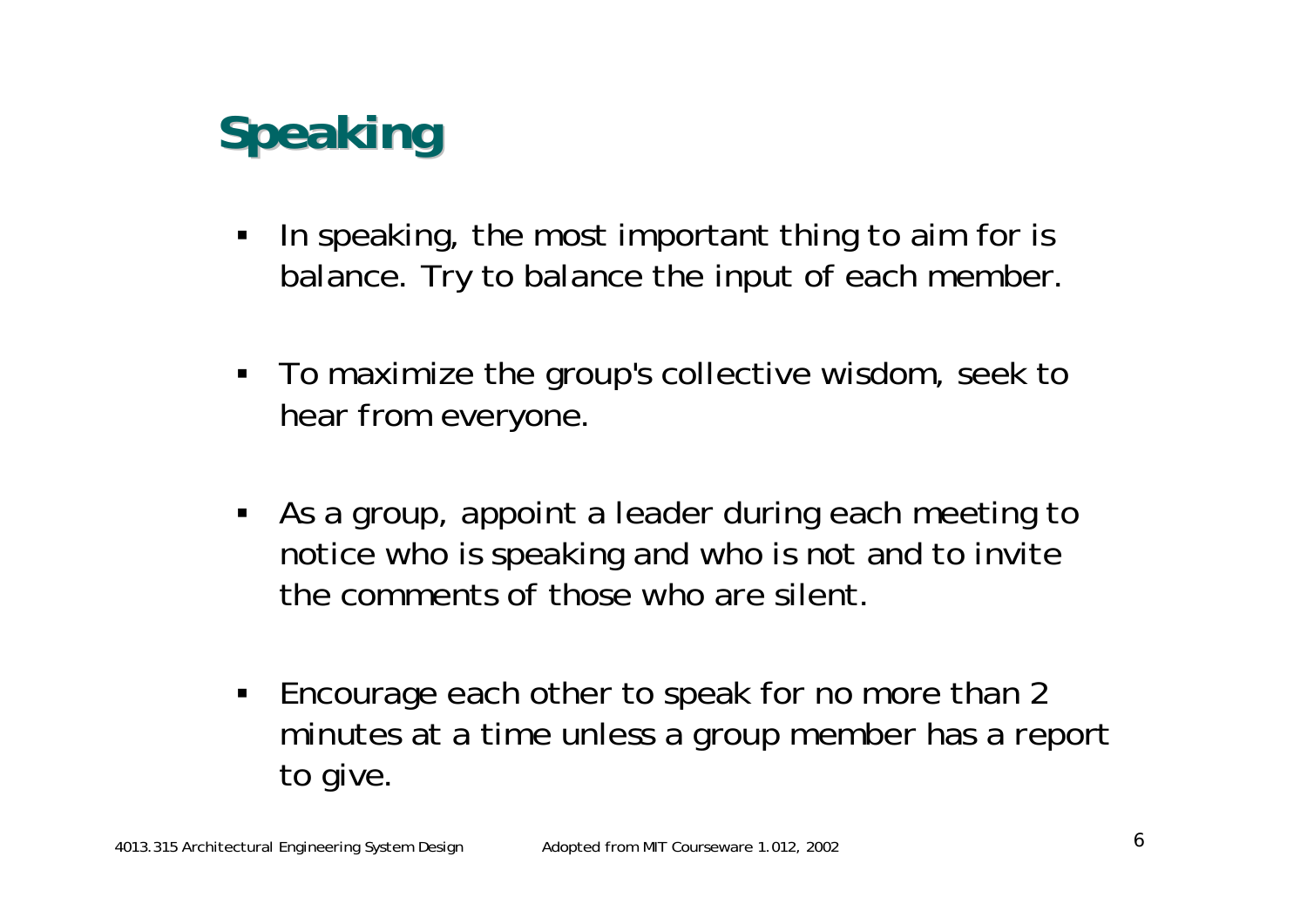# Speaking

- In speaking, the most important thing to aim for is balance. Try to balance the input of each member.
- To maximize the group's collective wisdom, seek to hear from everyone.
- As a group, appoint a leader during each meeting to notice who is speaking and who is not and to invite the comments of those who are silent.
- Encourage each other to speak for no more than 2 minutes at a time unless a group member has a report to give.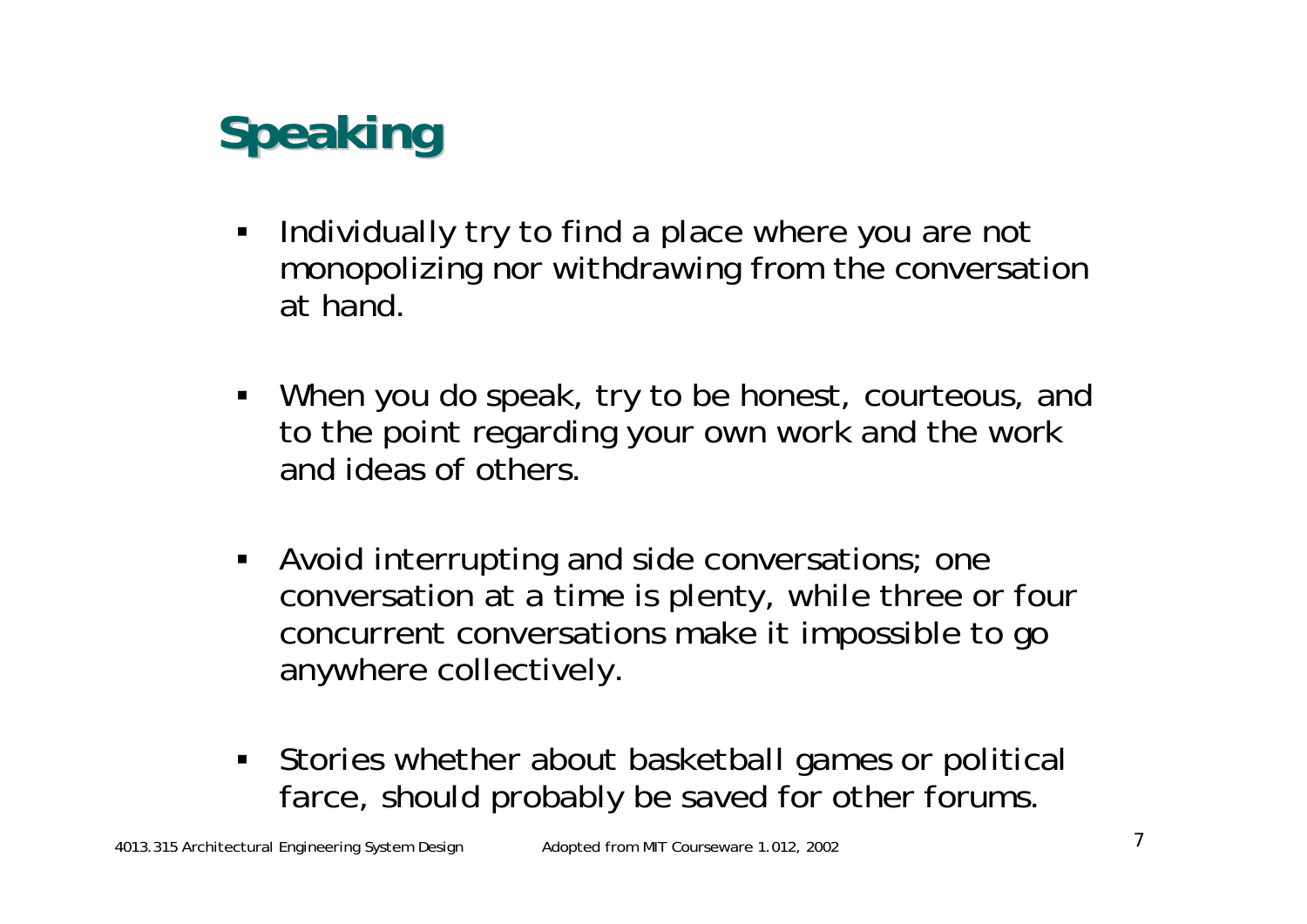# Speaking

- Individually try to find a place where you are not monopolizing nor withdrawing from the conversation at hand.
- When you do speak, try to be honest, courteous, and to the point regarding your own work and the work and ideas of others.
- Avoid interrupting and side conversations; one conversation at a time is plenty, while three or four concurrent conversations make it impossible to go anywhere collectively.
- Stories whether about basketball games or political farce, should probably be saved for other forums.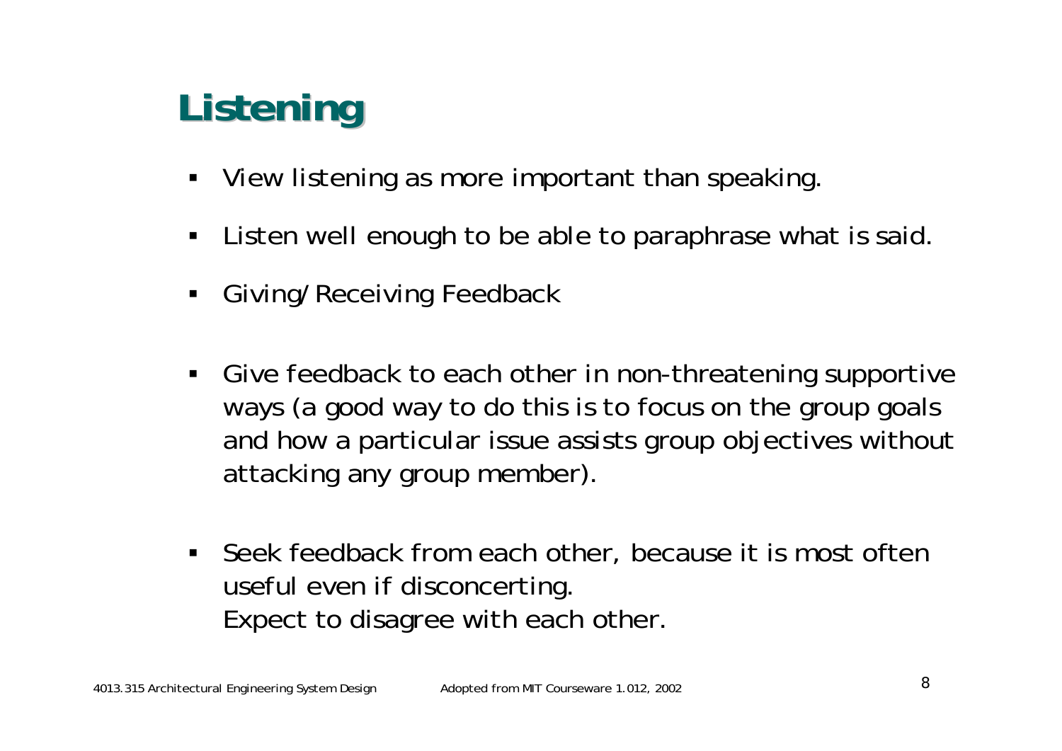# Listening

- View listening as more important than speaking.
- Listen well enough to be able to paraphrase what is said.
- Giving/Receiving Feedback
- Give feedback to each other in non-threatening supportive ways (a good way to do this is to focus on the group goals and how a particular issue assists group objectives without attacking any group member).
- Seek feedback from each other, because it is most often useful even if disconcerting.
  Expect to disagree with each other.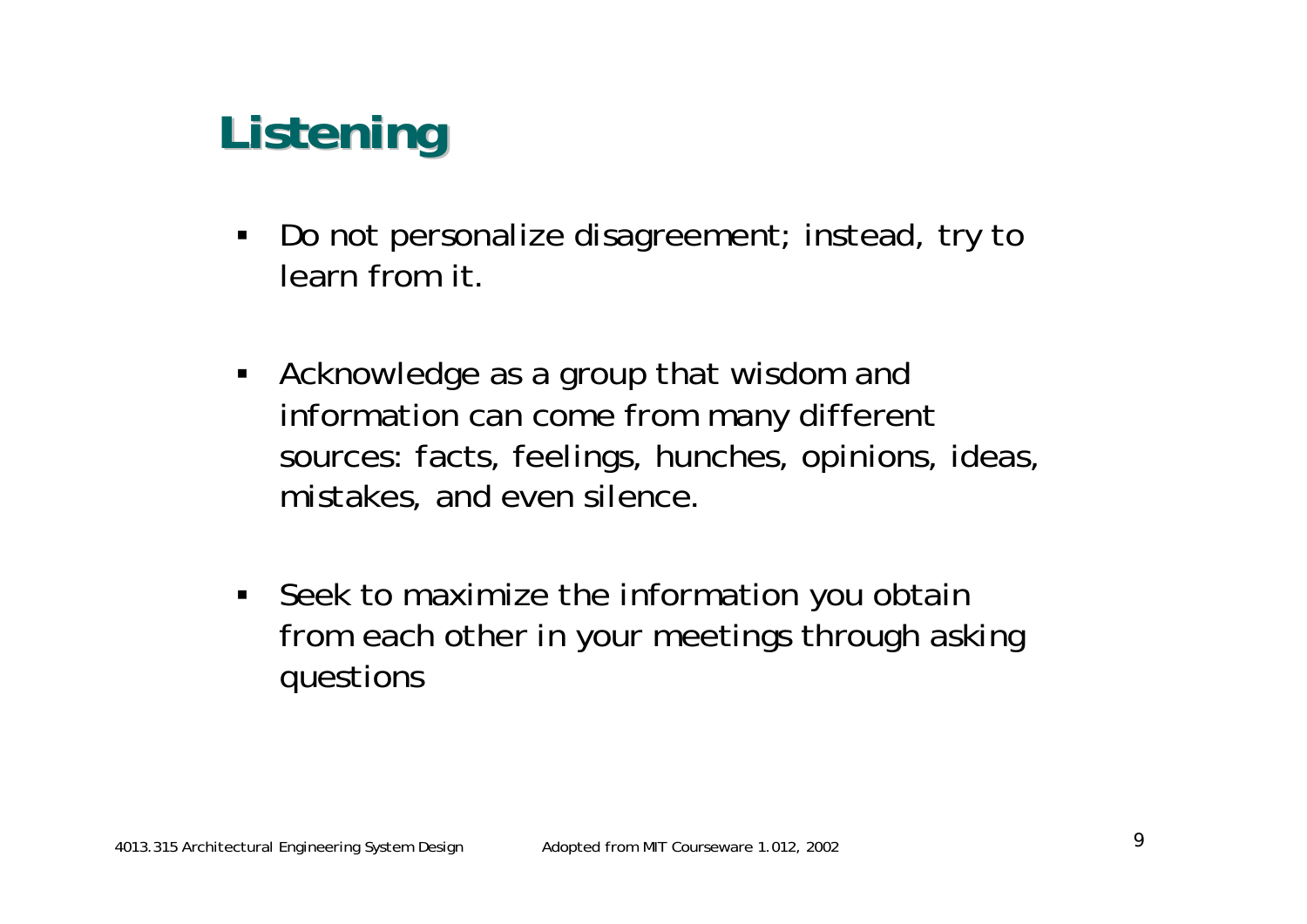# Listening

- Do not personalize disagreement; instead, try to learn from it.
- Acknowledge as a group that wisdom and information can come from many different sources: facts, feelings, hunches, opinions, ideas, mistakes, and even silence.
- Seek to maximize the information you obtain from each other in your meetings through asking questions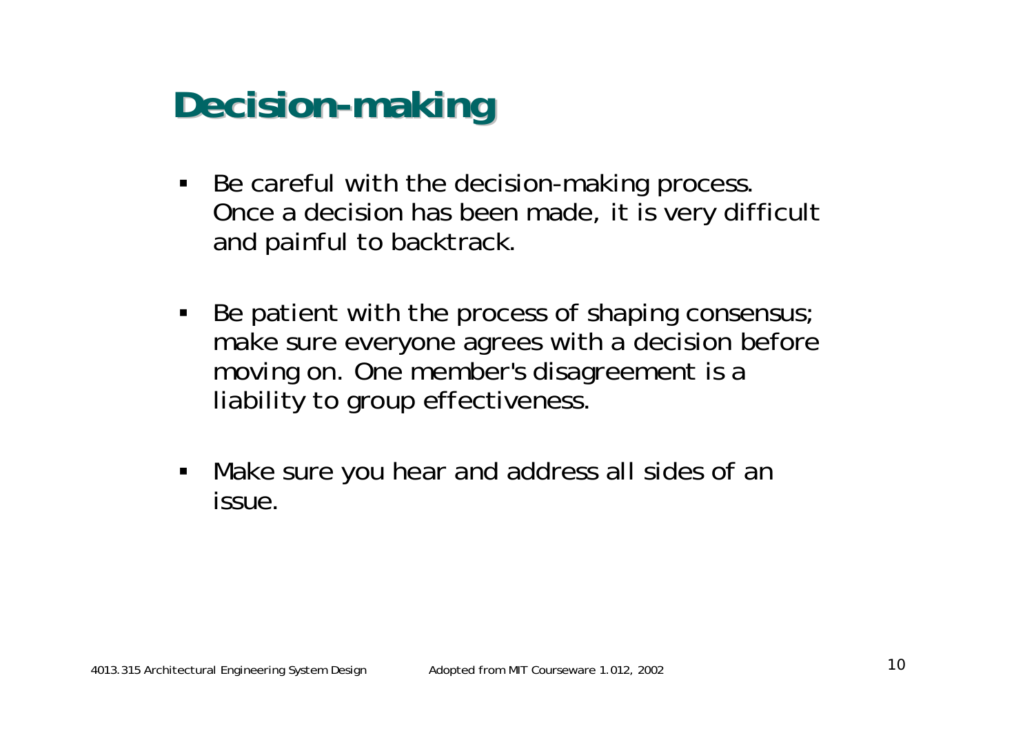# Decision-making

- Be careful with the decision-making process. Once a decision has been made, it is very difficult and painful to backtrack.
- Be patient with the process of shaping consensus; make sure everyone agrees with a decision before moving on. One member's disagreement is a liability to group effectiveness.
- Make sure you hear and address all sides of an issue.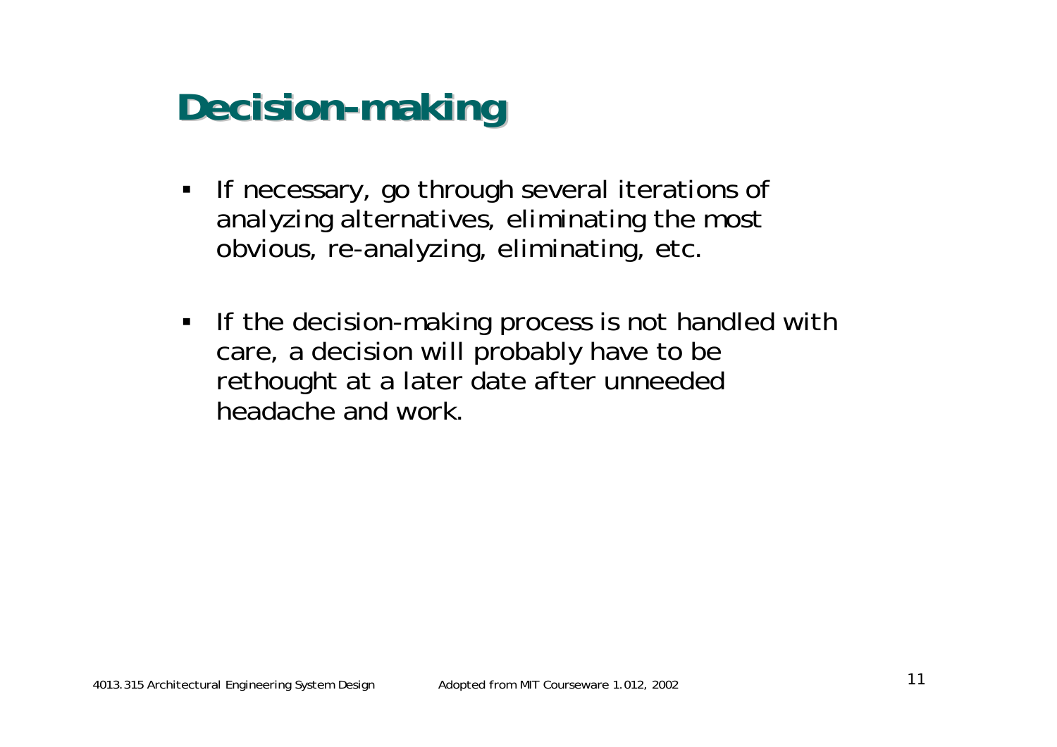# Decision-making

- If necessary, go through several iterations of analyzing alternatives, eliminating the most obvious, re-analyzing, eliminating, etc.
- If the decision-making process is not handled with care, a decision will probably have to be rethought at a later date after unneeded headache and work.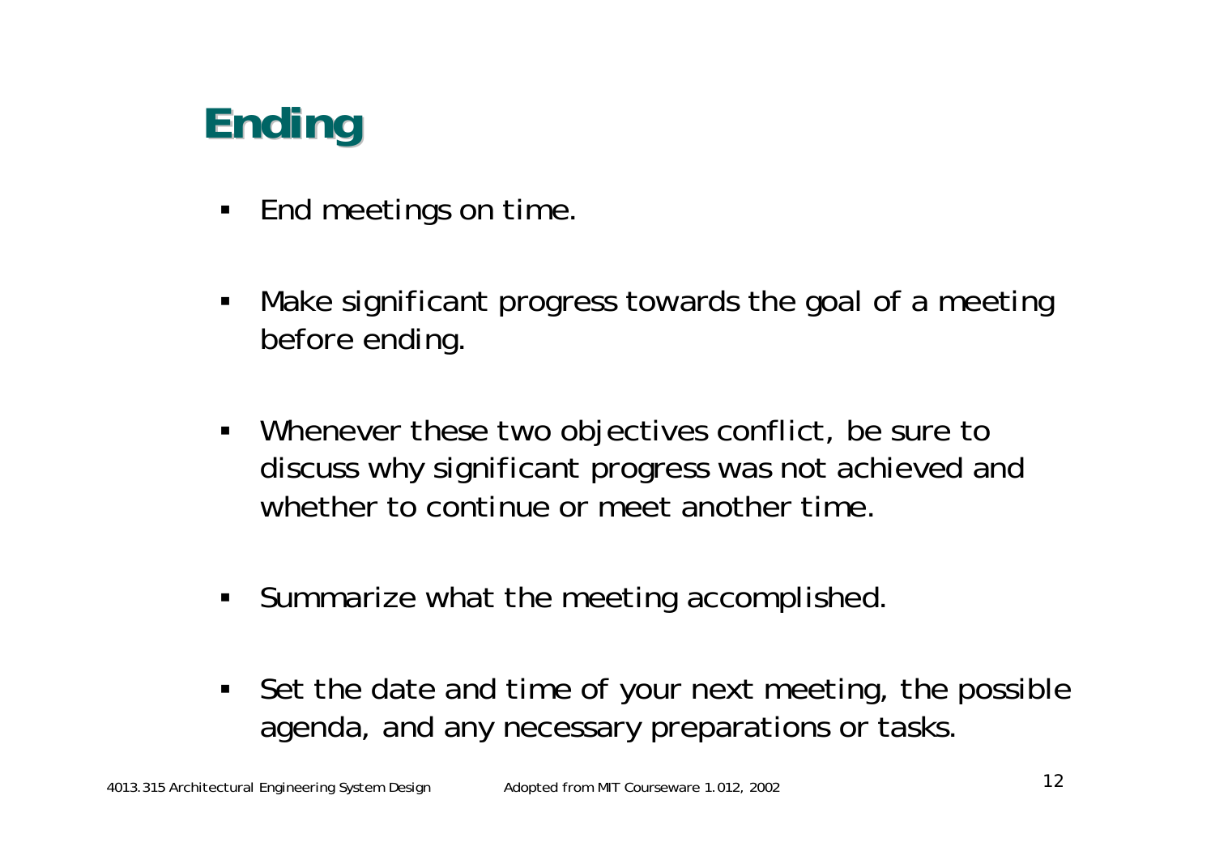# Ending

- End meetings on time.
- Make significant progress towards the goal of a meeting before ending.
- Whenever these two objectives conflict, be sure to discuss why significant progress was not achieved and whether to continue or meet another time.
- Summarize what the meeting accomplished.
- Set the date and time of your next meeting, the possible agenda, and any necessary preparations or tasks.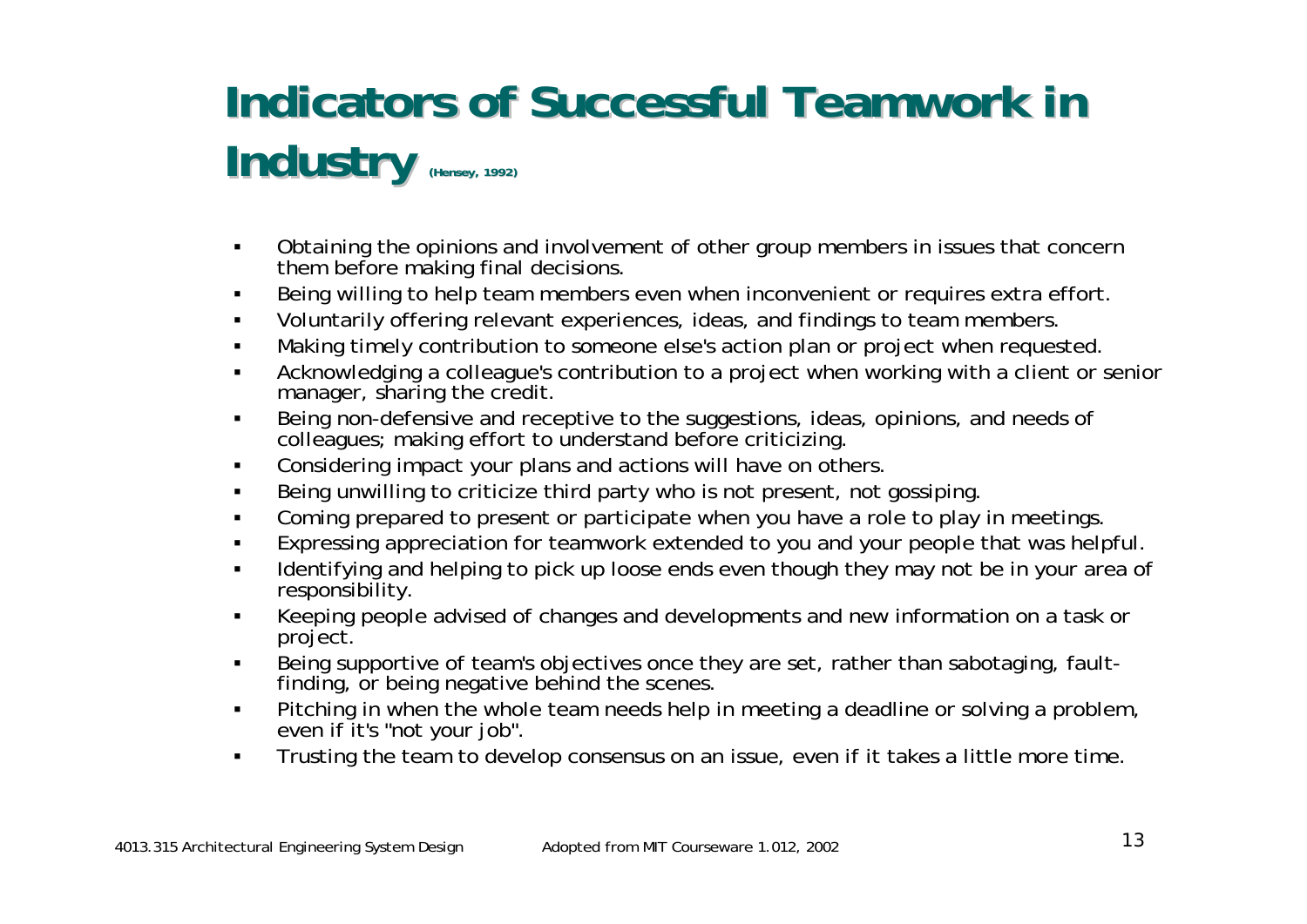# Indicators of Successful Teamwork in Industry (Hensey, 1992)

- Obtaining the opinions and involvement of other group members in issues that concern them before making final decisions.
- Being willing to help team members even when inconvenient or requires extra effort.
- Voluntarily offering relevant experiences, ideas, and findings to team members.
- Making timely contribution to someone else's action plan or project when requested.
- Acknowledging a colleague's contribution to a project when working with a client or senior manager, sharing the credit.
- Being non-defensive and receptive to the suggestions, ideas, opinions, and needs of colleagues; making effort to understand before criticizing.
- Considering impact your plans and actions will have on others.
- Being unwilling to criticize third party who is not present, not gossiping.
- Coming prepared to present or participate when you have a role to play in meetings.
- Expressing appreciation for teamwork extended to you and your people that was helpful.
- Identifying and helping to pick up loose ends even though they may not be in your area of responsibility.
- Keeping people advised of changes and developments and new information on a task or project.
- Being supportive of team's objectives once they are set, rather than sabotaging, fault-finding, or being negative behind the scenes.
- Pitching in when the whole team needs help in meeting a deadline or solving a problem, even if it's "not your job".
- Trusting the team to develop consensus on an issue, even if it takes a little more time.

4013.315 Architectural Engineering System Design

Adopted from MIT Courseware 1.012, 2002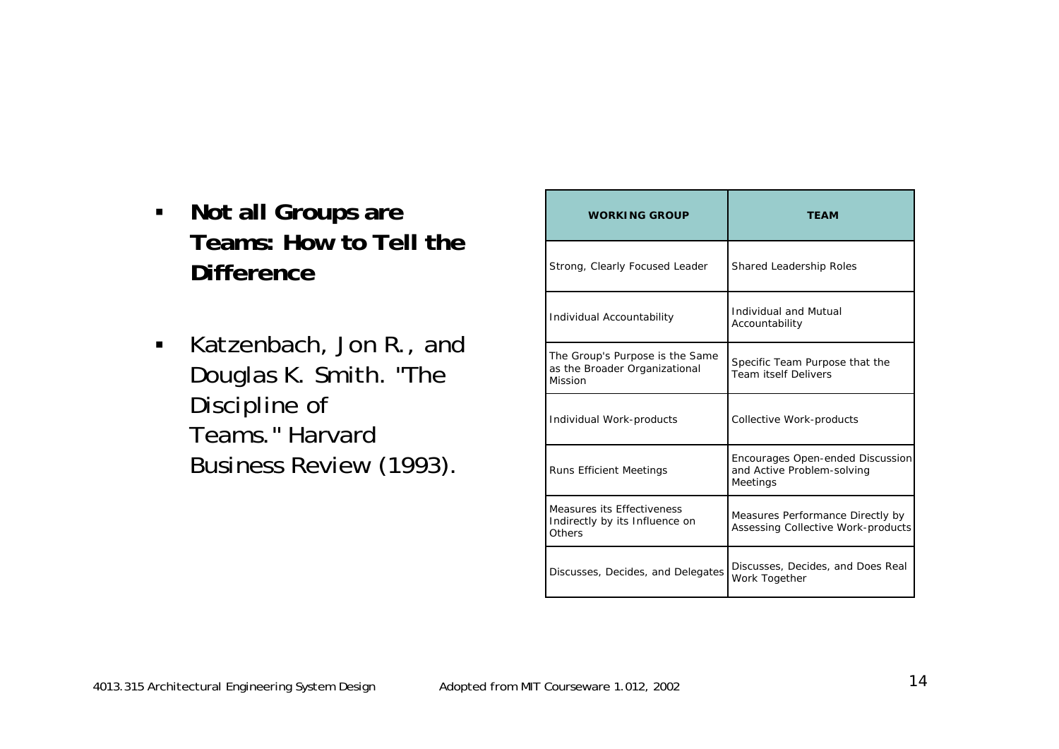- **Not all Groups are Teams: How to Tell the Difference**
- Katzenbach, Jon R., and Douglas K. Smith. "The Discipline of Teams." Harvard Business Review (1993).

| WORKING GROUP | TEAM |
|---|---|
| Strong, Clearly Focused Leader | Shared Leadership Roles |
| Individual Accountability | Individual and Mutual Accountability |
| The Group's Purpose is the Same as the Broader Organizational Mission | Specific Team Purpose that the Team itself Delivers |
| Individual Work-products | Collective Work-products |
| Runs Efficient Meetings | Encourages Open-ended Discussion and Active Problem-solving Meetings |
| Measures its Effectiveness Indirectly by its Influence on Others | Measures Performance Directly by Assessing Collective Work-products |
| Discusses, Decides, and Delegates | Discusses, Decides, and Does Real Work Together |

4013.315 Architectural Engineering System Design    Adopted from MIT Courseware 1.012, 2002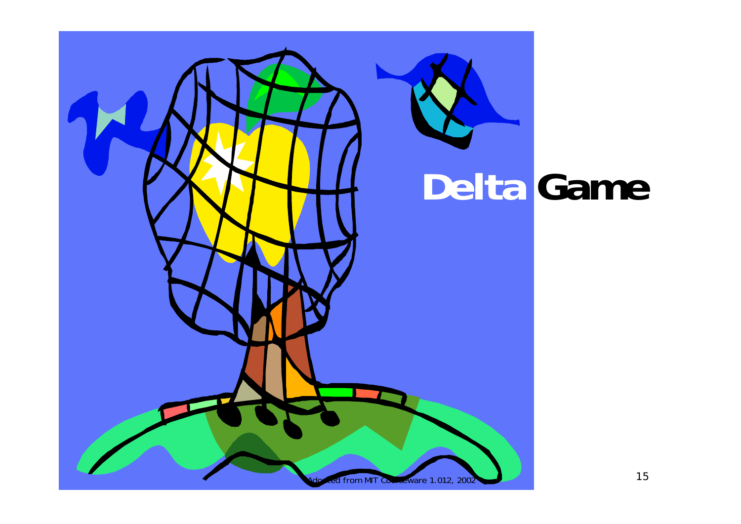# Delta Game

Adapted from MIT Courseware 1.012, 2002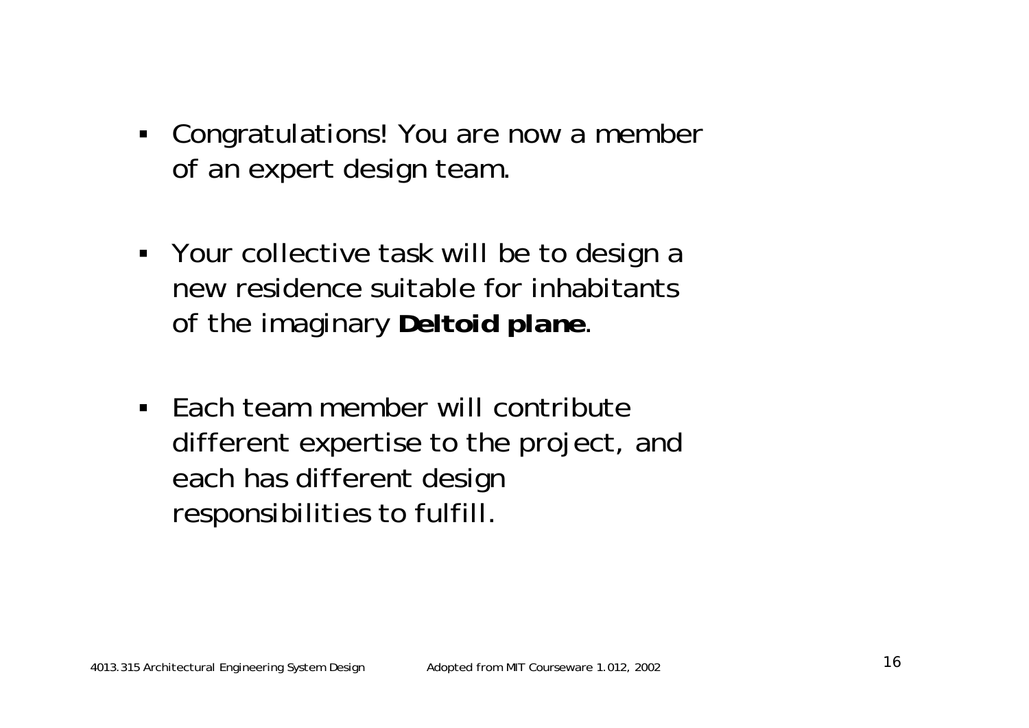- Congratulations! You are now a member of an expert design team.

- Your collective task will be to design a new residence suitable for inhabitants of the imaginary **Deltoid plane**.

- Each team member will contribute different expertise to the project, and each has different design responsibilities to fulfill.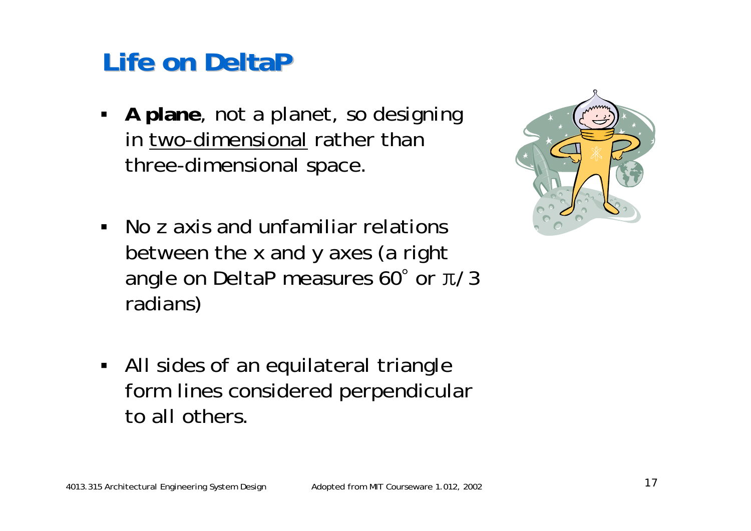# Life on DeltaP

- **A plane**, not a planet, so designing in <u>two-dimensional</u> rather than three-dimensional space.

- No z axis and unfamiliar relations between the x and y axes (a right angle on DeltaP measures 60° or $\pi/3$ radians)

- All sides of an equilateral triangle form lines considered perpendicular to all others.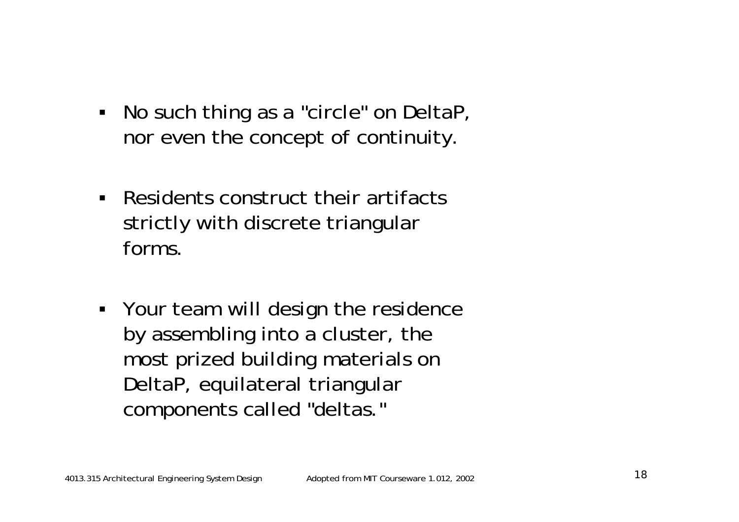- No such thing as a "circle" on DeltaP, nor even the concept of continuity.
- Residents construct their artifacts strictly with discrete triangular forms.
- Your team will design the residence by assembling into a cluster, the most prized building materials on DeltaP, equilateral triangular components called "deltas."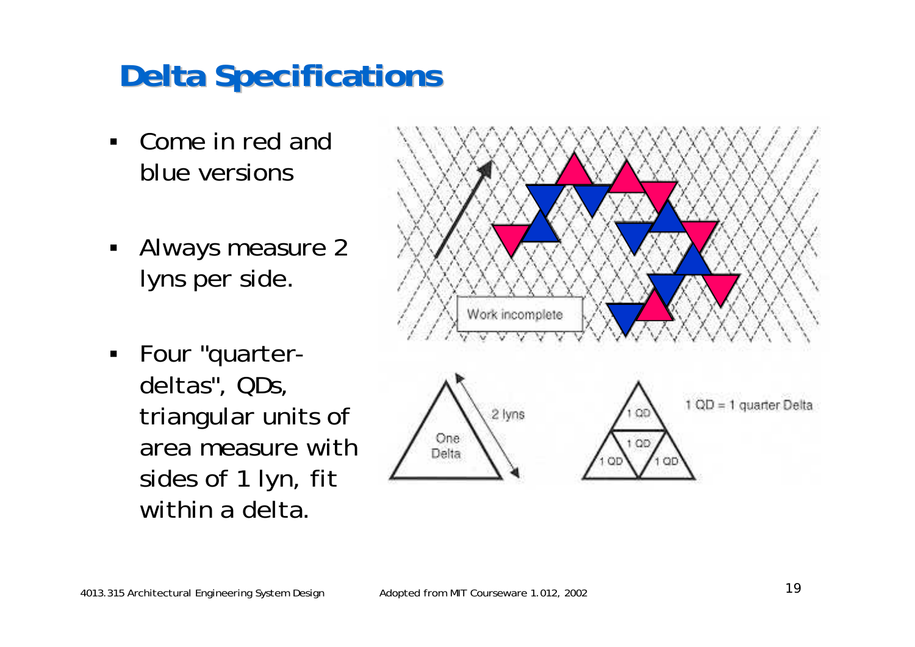# Delta Specifications

- Come in red and blue versions
- Always measure 2 lyns per side.
- Four "quarter-deltas", QDs, triangular units of area measure with sides of 1 lyn, fit within a delta.

Work incomplete

One Delta

2 lyns

1 QD

1 QD

1 QD

1 QD

1 QD = 1 quarter Delta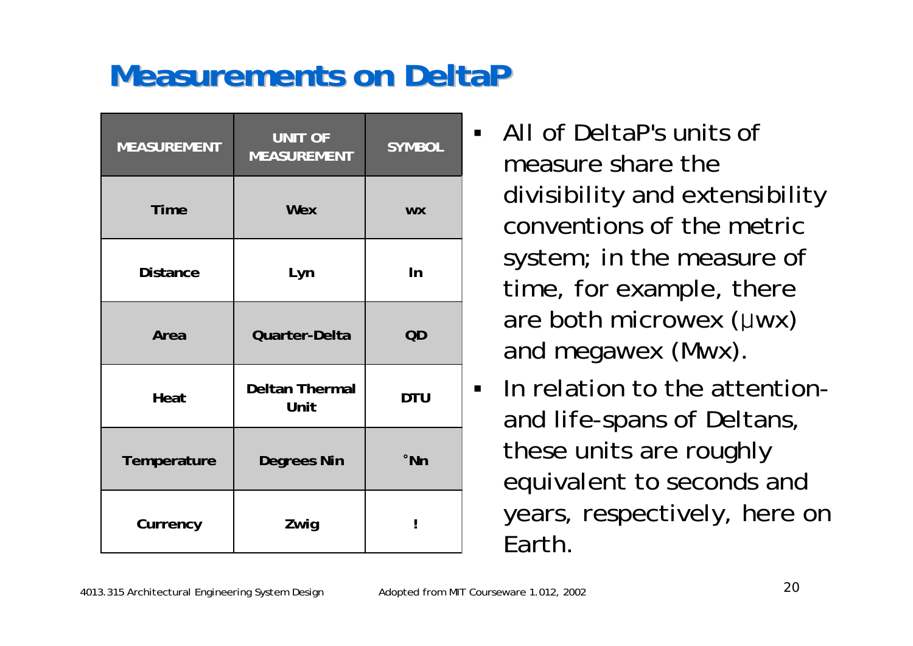# Measurements on DeltaP

| MEASUREMENT | UNIT OF MEASUREMENT | SYMBOL |
|---|---|---|
| Time | Wex | wx |
| Distance | Lyn | ln |
| Area | Quarter-Delta | QD |
| Heat | Deltan Thermal Unit | DTU |
| Temperature | Degrees Nin | °Nn |
| Currency | Zwig | ! |

- All of DeltaP's units of measure share the divisibility and extensibility conventions of the metric system; in the measure of time, for example, there are both microwex (µwx) and megawex (Mwx).
- In relation to the attention- and life-spans of Deltans, these units are roughly equivalent to seconds and years, respectively, here on Earth.

4013.315 Architectural Engineering System Design    Adopted from MIT Courseware 1.012, 2002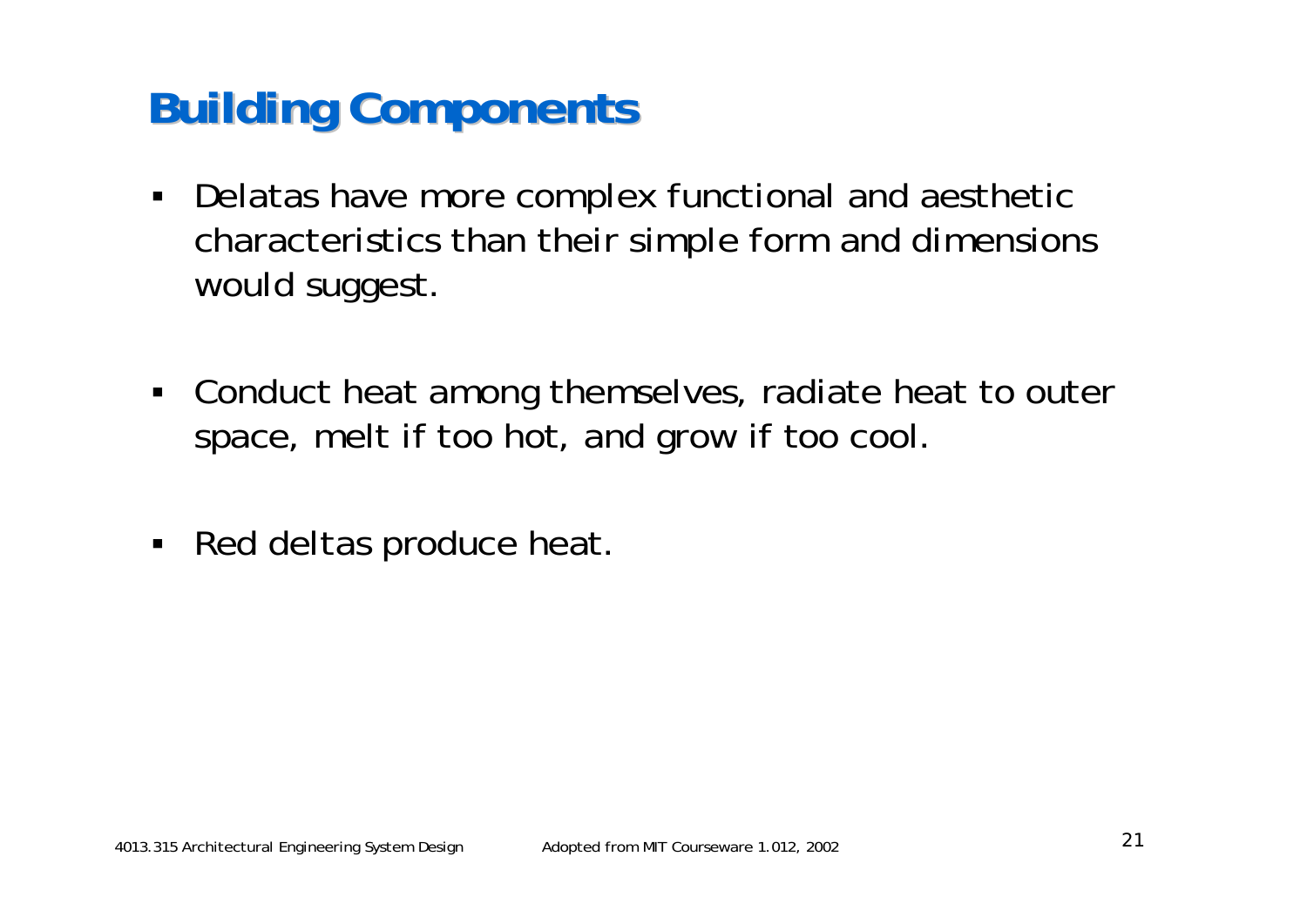# Building Components

- Delatas have more complex functional and aesthetic characteristics than their simple form and dimensions would suggest.
- Conduct heat among themselves, radiate heat to outer space, melt if too hot, and grow if too cool.
- Red deltas produce heat.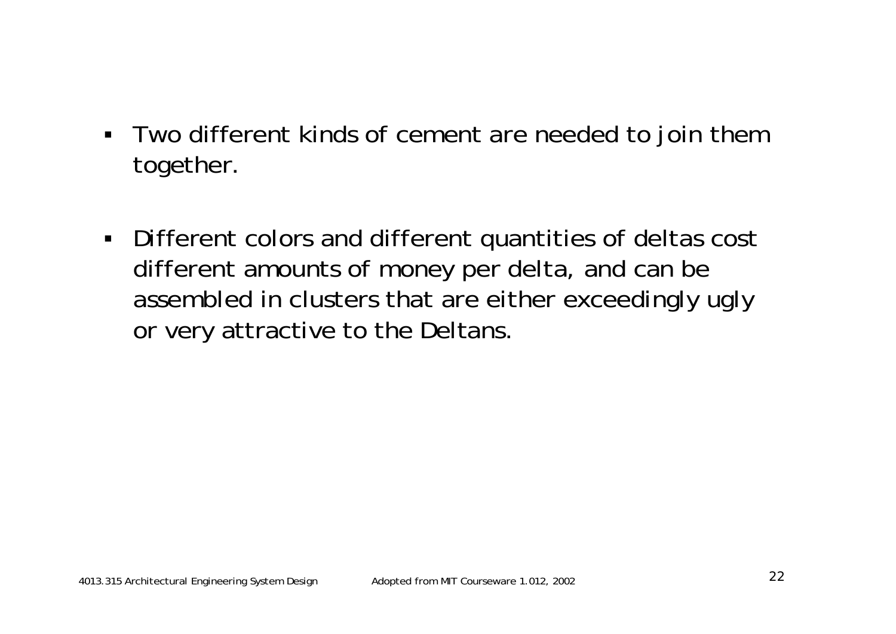- Two different kinds of cement are needed to join them together.

- Different colors and different quantities of deltas cost different amounts of money per delta, and can be assembled in clusters that are either exceedingly ugly or very attractive to the Deltans.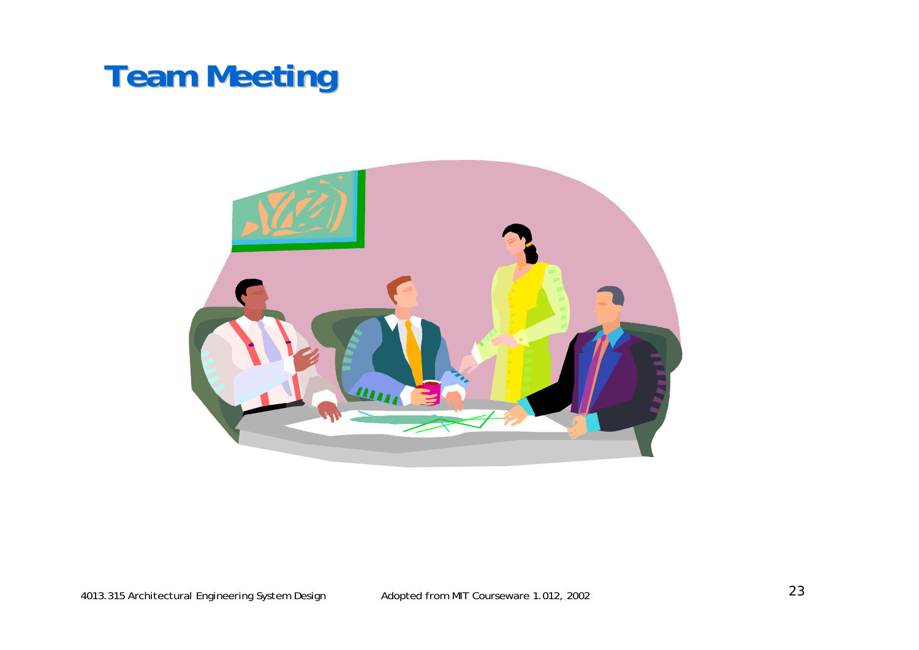# Team Meeting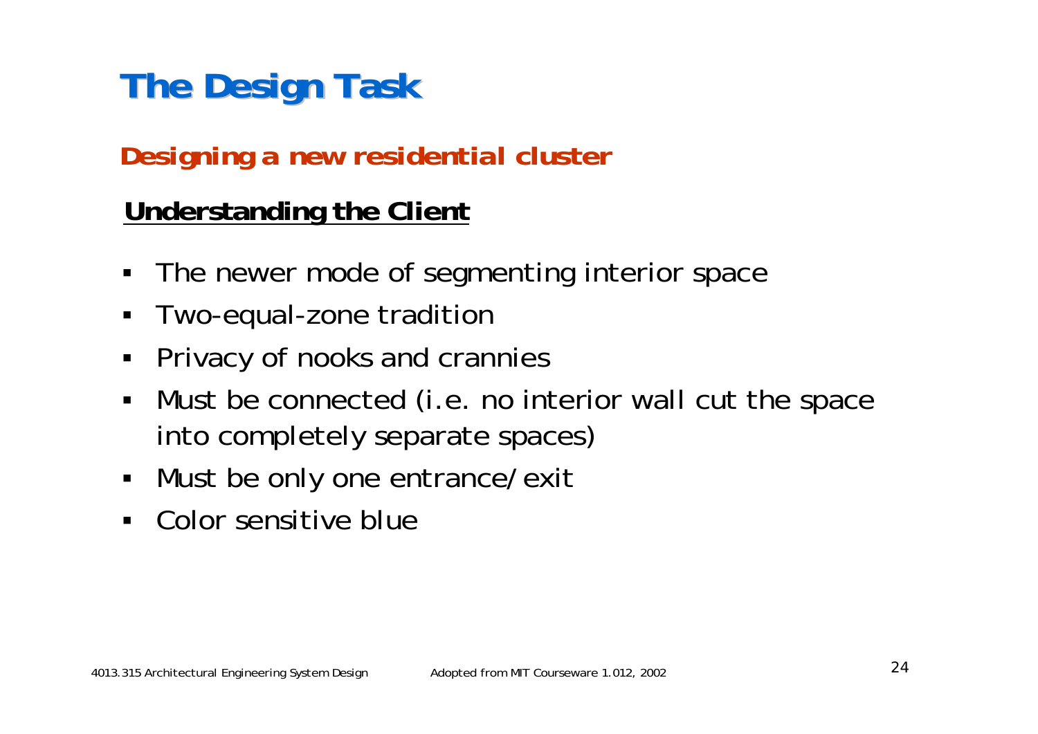# The Design Task

### Designing a new residential cluster

**Understanding the Client**

- The newer mode of segmenting interior space
- Two-equal-zone tradition
- Privacy of nooks and crannies
- Must be connected (i.e. no interior wall cut the space into completely separate spaces)
- Must be only one entrance/exit
- Color sensitive blue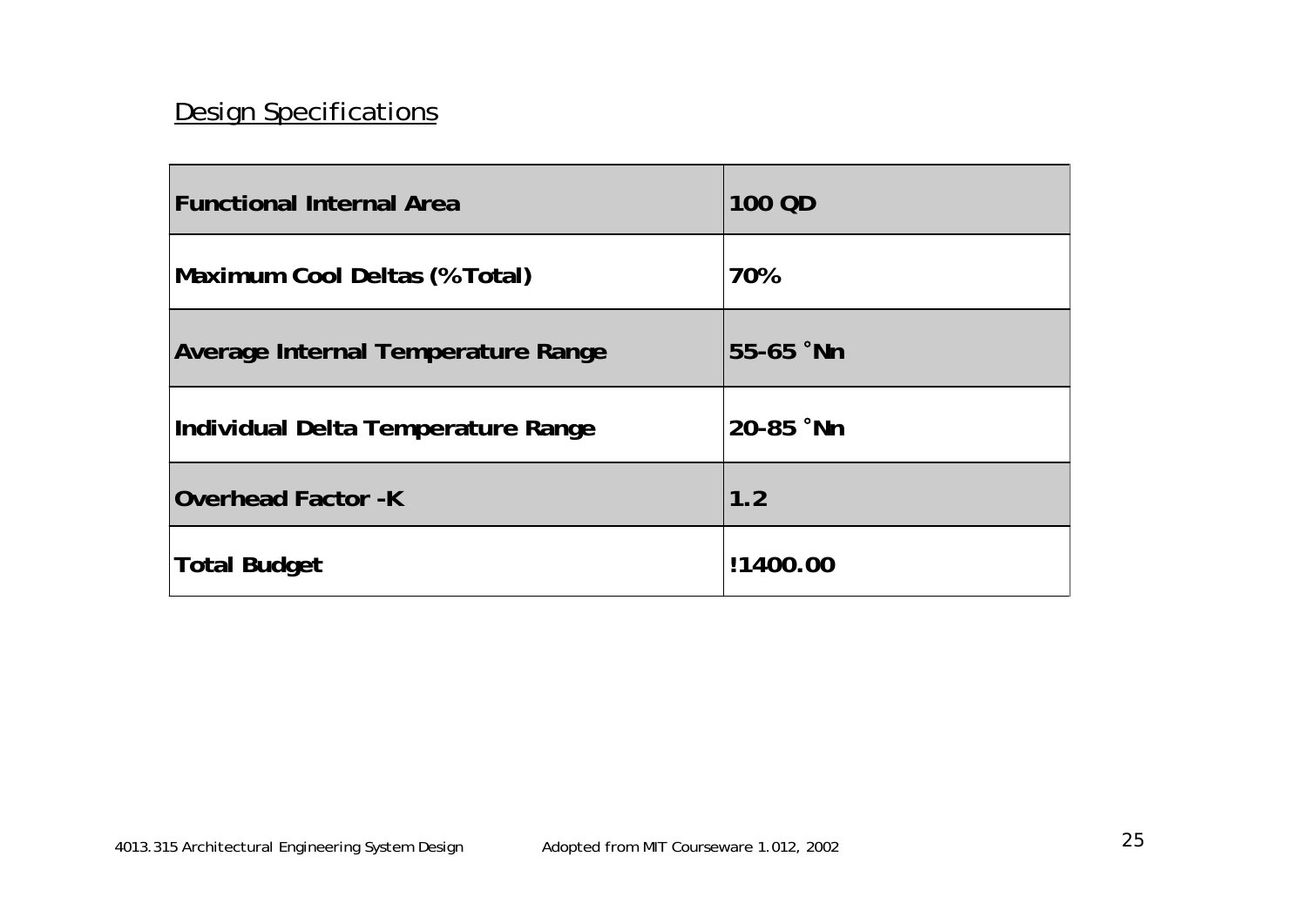Design Specifications

| | |
|---|---|
| **Functional Internal Area** | **100 QD** |
| **Maximum Cool Deltas (%Total)** | **70%** |
| **Average Internal Temperature Range** | **55-65 ˚Nn** |
| **Individual Delta Temperature Range** | **20-85 ˚Nn** |
| **Overhead Factor -K** | **1.2** |
| **Total Budget** | **!1400.00** |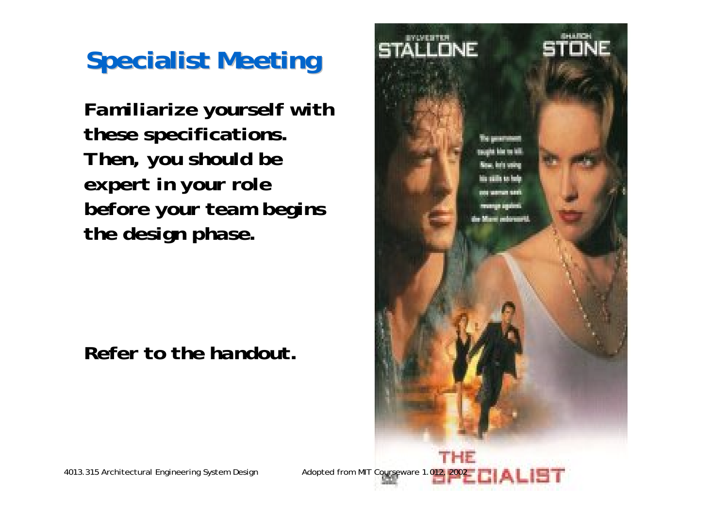# Specialist Meeting

**Familiarize yourself with these specifications. Then, you should be expert in your role before your team begins the design phase.**

**Refer to the handout.**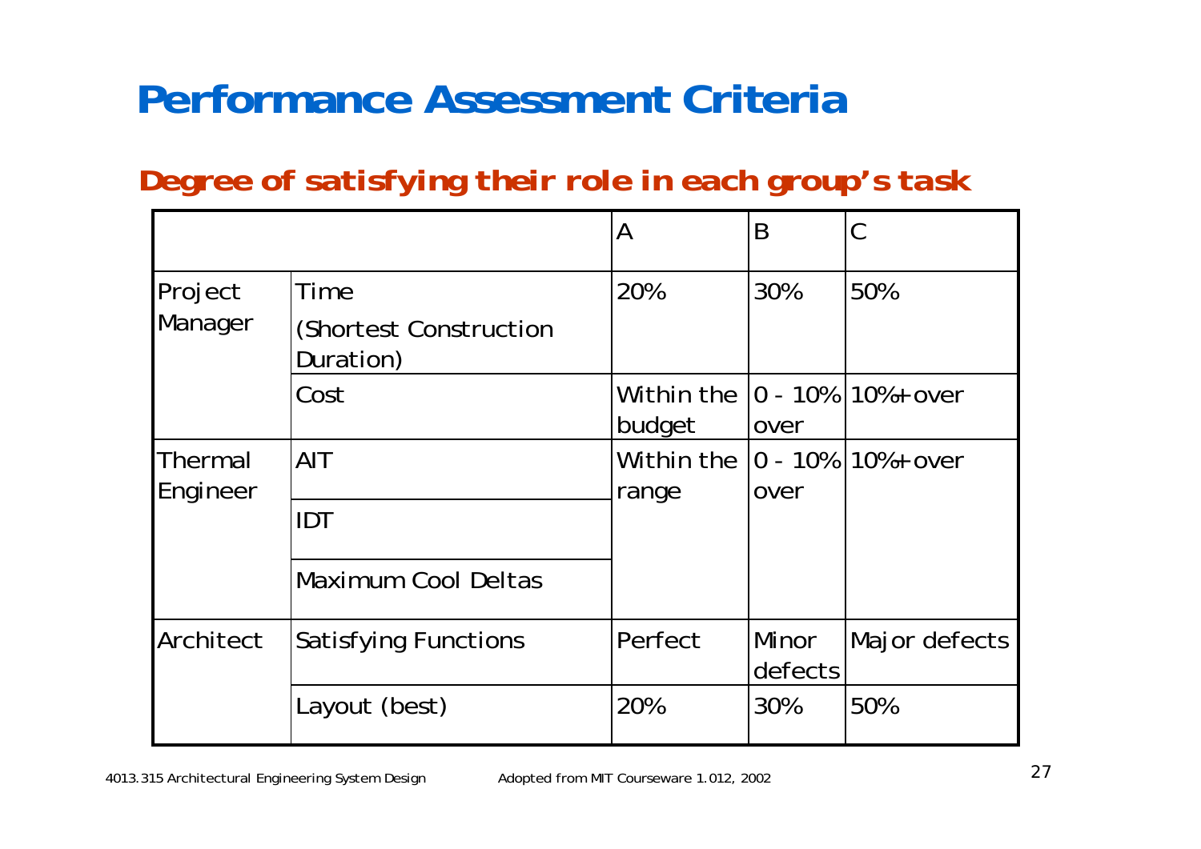# Performance Assessment Criteria

## Degree of satisfying their role in each group's task

| | | A | B | C |
|---|---|---|---|---|
| Project Manager | Time (Shortest Construction Duration) | 20% | 30% | 50% |
| | Cost | Within the budget | 0 - 10% over | 10%+ over |
| Thermal Engineer | AIT | Within the range | 0 - 10% over | 10%+ over |
| | IDT | | | |
| | Maximum Cool Deltas | | | |
| Architect | Satisfying Functions | Perfect | Minor defects | Major defects |
| | Layout (best) | 20% | 30% | 50% |

4013.315 Architectural Engineering System Design

Adopted from MIT Courseware 1.012, 2002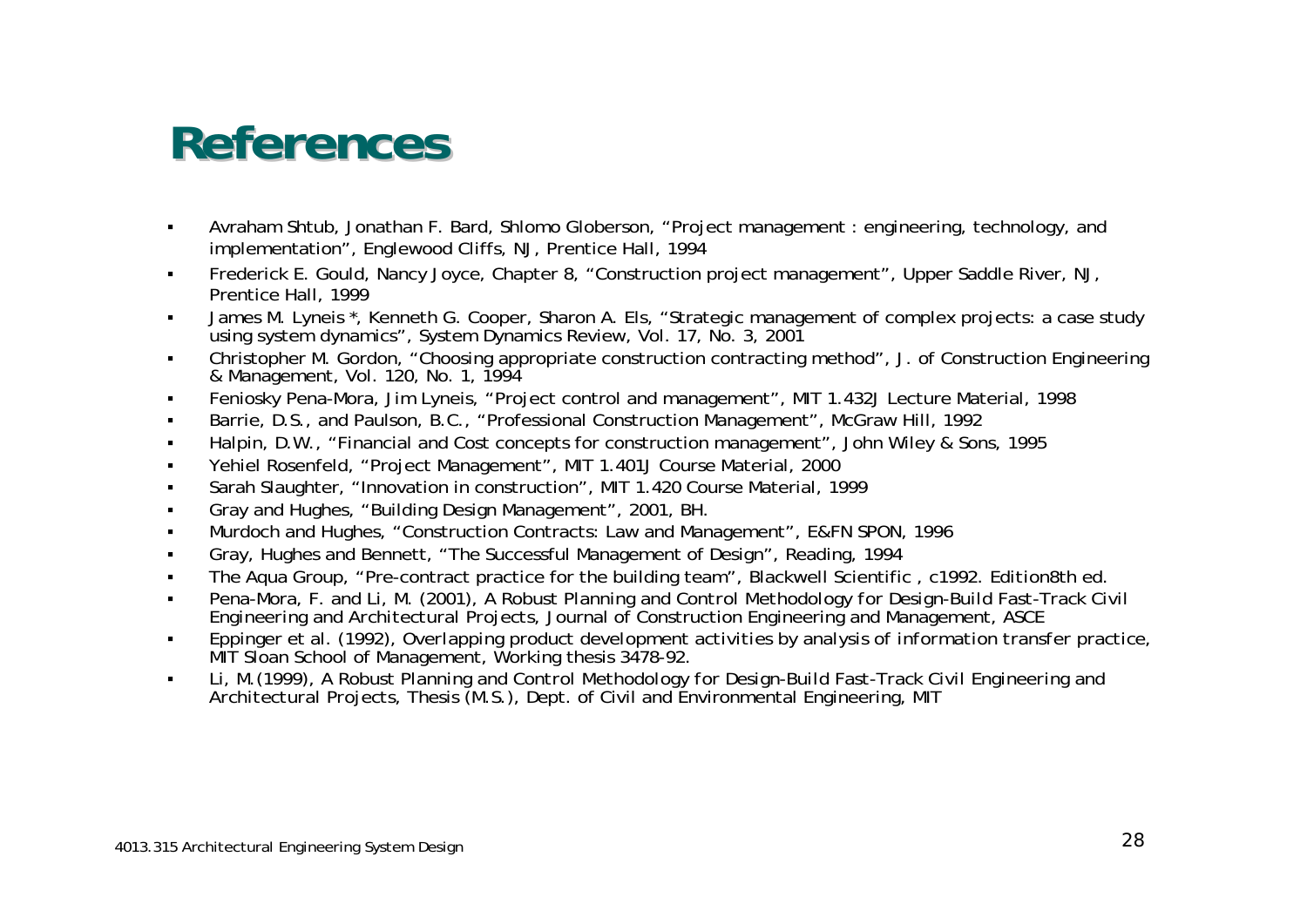# References

- Avraham Shtub, Jonathan F. Bard, Shlomo Globerson, "Project management : engineering, technology, and implementation", Englewood Cliffs, NJ, Prentice Hall, 1994
- Frederick E. Gould, Nancy Joyce, Chapter 8, "Construction project management", Upper Saddle River, NJ, Prentice Hall, 1999
- James M. Lyneis *, Kenneth G. Cooper, Sharon A. Els, "Strategic management of complex projects: a case study using system dynamics", System Dynamics Review, Vol. 17, No. 3, 2001
- Christopher M. Gordon, "Choosing appropriate construction contracting method", J. of Construction Engineering & Management, Vol. 120, No. 1, 1994
- Feniosky Pena-Mora, Jim Lyneis, "Project control and management", MIT 1.432J Lecture Material, 1998
- Barrie, D.S., and Paulson, B.C., "Professional Construction Management", McGraw Hill, 1992
- Halpin, D.W., "Financial and Cost concepts for construction management", John Wiley & Sons, 1995
- Yehiel Rosenfeld, "Project Management", MIT 1.401J Course Material, 2000
- Sarah Slaughter, "Innovation in construction", MIT 1.420 Course Material, 1999
- Gray and Hughes, "Building Design Management", 2001, BH.
- Murdoch and Hughes, "Construction Contracts: Law and Management", E&FN SPON, 1996
- Gray, Hughes and Bennett, "The Successful Management of Design", Reading, 1994
- The Aqua Group, "Pre-contract practice for the building team", Blackwell Scientific , c1992. Edition8th ed.
- Pena-Mora, F. and Li, M. (2001), A Robust Planning and Control Methodology for Design-Build Fast-Track Civil Engineering and Architectural Projects, Journal of Construction Engineering and Management, ASCE
- Eppinger et al. (1992), Overlapping product development activities by analysis of information transfer practice, MIT Sloan School of Management, Working thesis 3478-92.
- Li, M.(1999), A Robust Planning and Control Methodology for Design-Build Fast-Track Civil Engineering and Architectural Projects, Thesis (M.S.), Dept. of Civil and Environmental Engineering, MIT